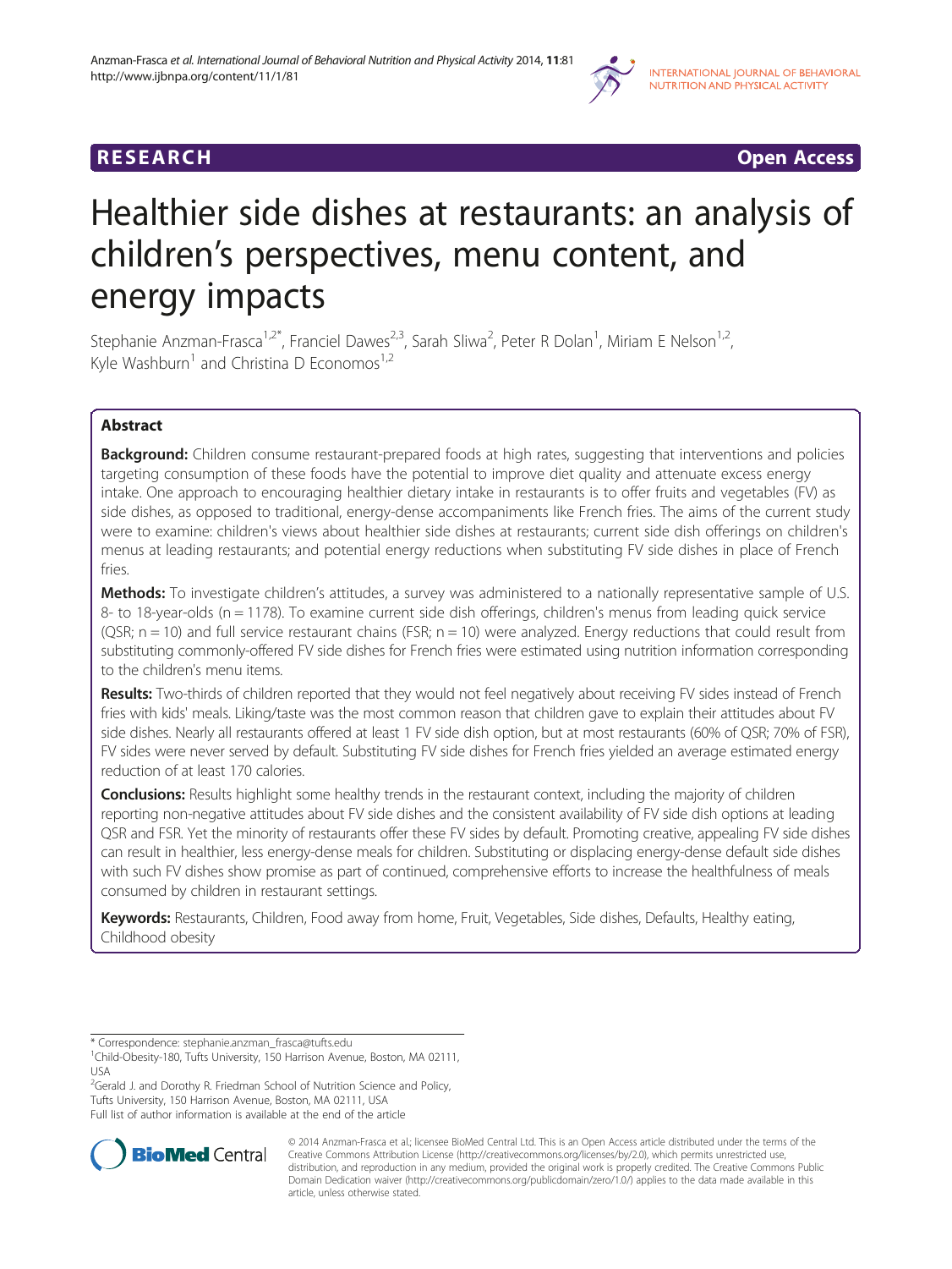RESEARCH Open Access

# Healthier side dishes at restaurants: an analysis of children's perspectives, menu content, and energy impacts

Stephanie Anzman-Frasca[1,2*], Franciel Dawes[2,3], Sarah Sliwa[2], Peter R Dolan[1], Miriam E Nelson[1,2], Kyle Washburn[1] and Christina D Economos[1,2]

## Abstract

**Background:** Children consume restaurant-prepared foods at high rates, suggesting that interventions and policies targeting consumption of these foods have the potential to improve diet quality and attenuate excess energy intake. One approach to encouraging healthier dietary intake in restaurants is to offer fruits and vegetables (FV) as side dishes, as opposed to traditional, energy-dense accompaniments like French fries. The aims of the current study were to examine: children's views about healthier side dishes at restaurants; current side dish offerings on children's menus at leading restaurants; and potential energy reductions when substituting FV side dishes in place of French fries.

**Methods:** To investigate children's attitudes, a survey was administered to a nationally representative sample of U.S. 8- to 18-year-olds (n = 1178). To examine current side dish offerings, children's menus from leading quick service (QSR; n = 10) and full service restaurant chains (FSR; n = 10) were analyzed. Energy reductions that could result from substituting commonly-offered FV side dishes for French fries were estimated using nutrition information corresponding to the children's menu items.

**Results:** Two-thirds of children reported that they would not feel negatively about receiving FV sides instead of French fries with kids' meals. Liking/taste was the most common reason that children gave to explain their attitudes about FV side dishes. Nearly all restaurants offered at least 1 FV side dish option, but at most restaurants (60% of QSR; 70% of FSR), FV sides were never served by default. Substituting FV side dishes for French fries yielded an average estimated energy reduction of at least 170 calories.

**Conclusions:** Results highlight some healthy trends in the restaurant context, including the majority of children reporting non-negative attitudes about FV side dishes and the consistent availability of FV side dish options at leading QSR and FSR. Yet the minority of restaurants offer these FV sides by default. Promoting creative, appealing FV side dishes can result in healthier, less energy-dense meals for children. Substituting or displacing energy-dense default side dishes with such FV dishes show promise as part of continued, comprehensive efforts to increase the healthfulness of meals consumed by children in restaurant settings.

**Keywords:** Restaurants, Children, Food away from home, Fruit, Vegetables, Side dishes, Defaults, Healthy eating, Childhood obesity

---

* Correspondence: stephanie.anzman_frasca@tufts.edu
[1]Child-Obesity-180, Tufts University, 150 Harrison Avenue, Boston, MA 02111, USA
[2]Gerald J. and Dorothy R. Friedman School of Nutrition Science and Policy, Tufts University, 150 Harrison Avenue, Boston, MA 02111, USA
Full list of author information is available at the end of the article

© 2014 Anzman-Frasca et al.; licensee BioMed Central Ltd. This is an Open Access article distributed under the terms of the Creative Commons Attribution License (http://creativecommons.org/licenses/by/2.0), which permits unrestricted use, distribution, and reproduction in any medium, provided the original work is properly credited. The Creative Commons Public Domain Dedication waiver (http://creativecommons.org/publicdomain/zero/1.0/) applies to the data made available in this article, unless otherwise stated.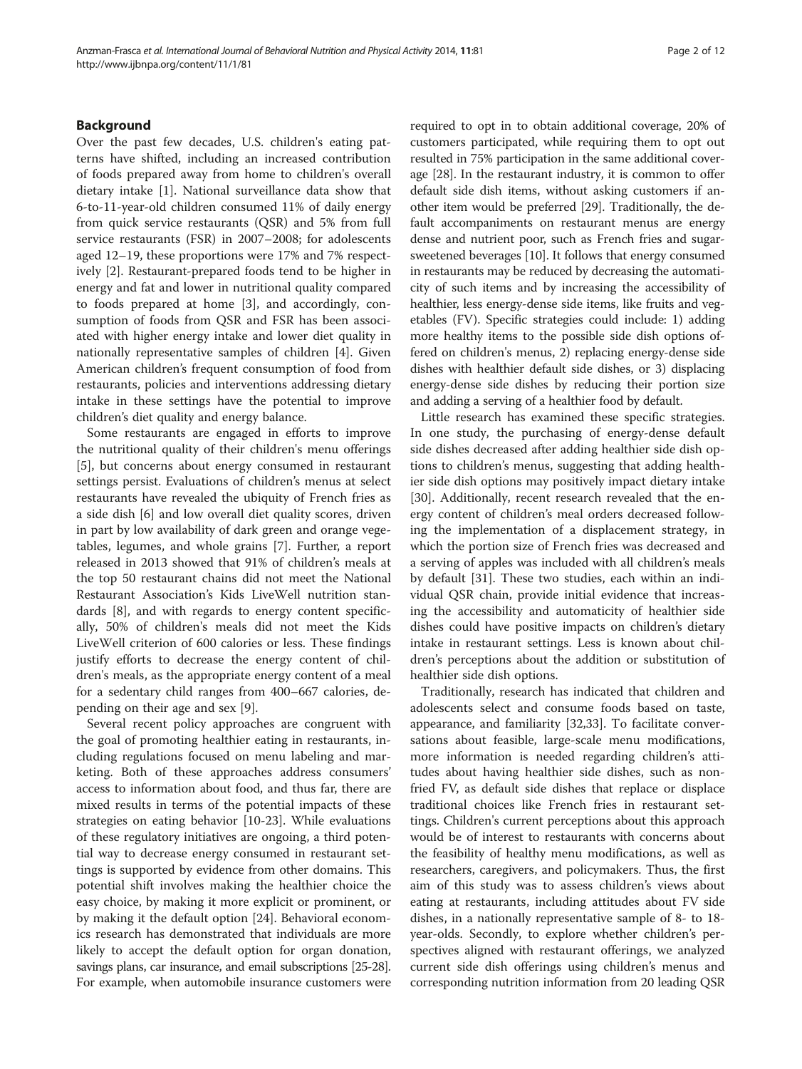## Background

Over the past few decades, U.S. children's eating patterns have shifted, including an increased contribution of foods prepared away from home to children's overall dietary intake [1]. National surveillance data show that 6-to-11-year-old children consumed 11% of daily energy from quick service restaurants (QSR) and 5% from full service restaurants (FSR) in 2007–2008; for adolescents aged 12–19, these proportions were 17% and 7% respectively [2]. Restaurant-prepared foods tend to be higher in energy and fat and lower in nutritional quality compared to foods prepared at home [3], and accordingly, consumption of foods from QSR and FSR has been associated with higher energy intake and lower diet quality in nationally representative samples of children [4]. Given American children's frequent consumption of food from restaurants, policies and interventions addressing dietary intake in these settings have the potential to improve children's diet quality and energy balance.

Some restaurants are engaged in efforts to improve the nutritional quality of their children's menu offerings [5], but concerns about energy consumed in restaurant settings persist. Evaluations of children's menus at select restaurants have revealed the ubiquity of French fries as a side dish [6] and low overall diet quality scores, driven in part by low availability of dark green and orange vegetables, legumes, and whole grains [7]. Further, a report released in 2013 showed that 91% of children's meals at the top 50 restaurant chains did not meet the National Restaurant Association's Kids LiveWell nutrition standards [8], and with regards to energy content specifically, 50% of children's meals did not meet the Kids LiveWell criterion of 600 calories or less. These findings justify efforts to decrease the energy content of children's meals, as the appropriate energy content of a meal for a sedentary child ranges from 400–667 calories, depending on their age and sex [9].

Several recent policy approaches are congruent with the goal of promoting healthier eating in restaurants, including regulations focused on menu labeling and marketing. Both of these approaches address consumers' access to information about food, and thus far, there are mixed results in terms of the potential impacts of these strategies on eating behavior [10-23]. While evaluations of these regulatory initiatives are ongoing, a third potential way to decrease energy consumed in restaurant settings is supported by evidence from other domains. This potential shift involves making the healthier choice the easy choice, by making it more explicit or prominent, or by making it the default option [24]. Behavioral economics research has demonstrated that individuals are more likely to accept the default option for organ donation, savings plans, car insurance, and email subscriptions [25-28]. For example, when automobile insurance customers were required to opt in to obtain additional coverage, 20% of customers participated, while requiring them to opt out resulted in 75% participation in the same additional coverage [28]. In the restaurant industry, it is common to offer default side dish items, without asking customers if another item would be preferred [29]. Traditionally, the default accompaniments on restaurant menus are energy dense and nutrient poor, such as French fries and sugar-sweetened beverages [10]. It follows that energy consumed in restaurants may be reduced by decreasing the automaticity of such items and by increasing the accessibility of healthier, less energy-dense side items, like fruits and vegetables (FV). Specific strategies could include: 1) adding more healthy items to the possible side dish options offered on children's menus, 2) replacing energy-dense side dishes with healthier default side dishes, or 3) displacing energy-dense side dishes by reducing their portion size and adding a serving of a healthier food by default.

Little research has examined these specific strategies. In one study, the purchasing of energy-dense default side dishes decreased after adding healthier side dish options to children's menus, suggesting that adding healthier side dish options may positively impact dietary intake [30]. Additionally, recent research revealed that the energy content of children's meal orders decreased following the implementation of a displacement strategy, in which the portion size of French fries was decreased and a serving of apples was included with all children's meals by default [31]. These two studies, each within an individual QSR chain, provide initial evidence that increasing the accessibility and automaticity of healthier side dishes could have positive impacts on children's dietary intake in restaurant settings. Less is known about children's perceptions about the addition or substitution of healthier side dish options.

Traditionally, research has indicated that children and adolescents select and consume foods based on taste, appearance, and familiarity [32,33]. To facilitate conversations about feasible, large-scale menu modifications, more information is needed regarding children's attitudes about having healthier side dishes, such as non-fried FV, as default side dishes that replace or displace traditional choices like French fries in restaurant settings. Children's current perceptions about this approach would be of interest to restaurants with concerns about the feasibility of healthy menu modifications, as well as researchers, caregivers, and policymakers. Thus, the first aim of this study was to assess children's views about eating at restaurants, including attitudes about FV side dishes, in a nationally representative sample of 8- to 18-year-olds. Secondly, to explore whether children's perspectives aligned with restaurant offerings, we analyzed current side dish offerings using children's menus and corresponding nutrition information from 20 leading QSR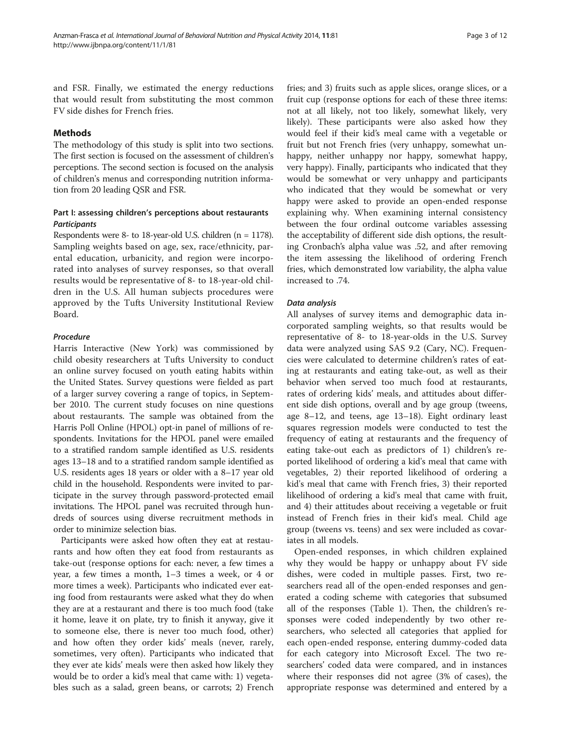and FSR. Finally, we estimated the energy reductions that would result from substituting the most common FV side dishes for French fries.

## Methods

The methodology of this study is split into two sections. The first section is focused on the assessment of children's perceptions. The second section is focused on the analysis of children's menus and corresponding nutrition information from 20 leading QSR and FSR.

### Part I: assessing children's perceptions about restaurants

#### *Participants*

Respondents were 8- to 18-year-old U.S. children (n = 1178). Sampling weights based on age, sex, race/ethnicity, parental education, urbanicity, and region were incorporated into analyses of survey responses, so that overall results would be representative of 8- to 18-year-old children in the U.S. All human subjects procedures were approved by the Tufts University Institutional Review Board.

#### *Procedure*

Harris Interactive (New York) was commissioned by child obesity researchers at Tufts University to conduct an online survey focused on youth eating habits within the United States. Survey questions were fielded as part of a larger survey covering a range of topics, in September 2010. The current study focuses on nine questions about restaurants. The sample was obtained from the Harris Poll Online (HPOL) opt-in panel of millions of respondents. Invitations for the HPOL panel were emailed to a stratified random sample identified as U.S. residents ages 13–18 and to a stratified random sample identified as U.S. residents ages 18 years or older with a 8–17 year old child in the household. Respondents were invited to participate in the survey through password-protected email invitations. The HPOL panel was recruited through hundreds of sources using diverse recruitment methods in order to minimize selection bias.

Participants were asked how often they eat at restaurants and how often they eat food from restaurants as take-out (response options for each: never, a few times a year, a few times a month, 1–3 times a week, or 4 or more times a week). Participants who indicated ever eating food from restaurants were asked what they do when they are at a restaurant and there is too much food (take it home, leave it on plate, try to finish it anyway, give it to someone else, there is never too much food, other) and how often they order kids' meals (never, rarely, sometimes, very often). Participants who indicated that they ever ate kids' meals were then asked how likely they would be to order a kid's meal that came with: 1) vegetables such as a salad, green beans, or carrots; 2) French fries; and 3) fruits such as apple slices, orange slices, or a fruit cup (response options for each of these three items: not at all likely, not too likely, somewhat likely, very likely). These participants were also asked how they would feel if their kid's meal came with a vegetable or fruit but not French fries (very unhappy, somewhat unhappy, neither unhappy nor happy, somewhat happy, very happy). Finally, participants who indicated that they would be somewhat or very unhappy and participants who indicated that they would be somewhat or very happy were asked to provide an open-ended response explaining why. When examining internal consistency between the four ordinal outcome variables assessing the acceptability of different side dish options, the resulting Cronbach's alpha value was .52, and after removing the item assessing the likelihood of ordering French fries, which demonstrated low variability, the alpha value increased to .74.

#### *Data analysis*

All analyses of survey items and demographic data incorporated sampling weights, so that results would be representative of 8- to 18-year-olds in the U.S. Survey data were analyzed using SAS 9.2 (Cary, NC). Frequencies were calculated to determine children's rates of eating at restaurants and eating take-out, as well as their behavior when served too much food at restaurants, rates of ordering kids' meals, and attitudes about different side dish options, overall and by age group (tweens, age 8–12, and teens, age 13–18). Eight ordinary least squares regression models were conducted to test the frequency of eating at restaurants and the frequency of eating take-out each as predictors of 1) children's reported likelihood of ordering a kid's meal that came with vegetables, 2) their reported likelihood of ordering a kid's meal that came with French fries, 3) their reported likelihood of ordering a kid's meal that came with fruit, and 4) their attitudes about receiving a vegetable or fruit instead of French fries in their kid's meal. Child age group (tweens vs. teens) and sex were included as covariates in all models.

Open-ended responses, in which children explained why they would be happy or unhappy about FV side dishes, were coded in multiple passes. First, two researchers read all of the open-ended responses and generated a coding scheme with categories that subsumed all of the responses (Table 1). Then, the children's responses were coded independently by two other researchers, who selected all categories that applied for each open-ended response, entering dummy-coded data for each category into Microsoft Excel. The two researchers' coded data were compared, and in instances where their responses did not agree (3% of cases), the appropriate response was determined and entered by a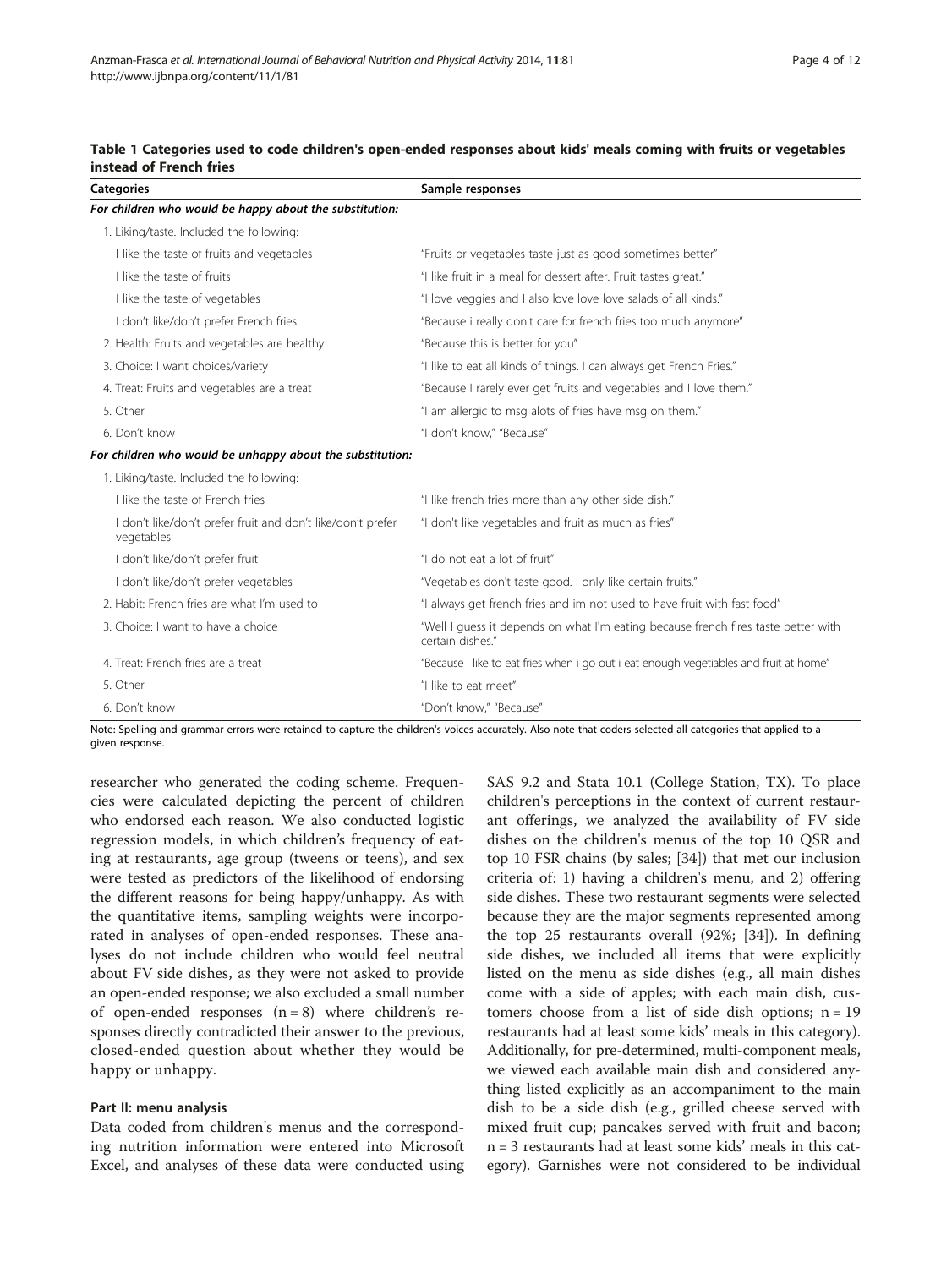**Table 1 Categories used to code children's open-ended responses about kids' meals coming with fruits or vegetables instead of French fries**

| Categories | Sample responses |
|---|---|
| ***For children who would be happy about the substitution:*** | |
| 1. Liking/taste. Included the following: | |
| I like the taste of fruits and vegetables | "Fruits or vegetables taste just as good sometimes better" |
| I like the taste of fruits | "I like fruit in a meal for dessert after. Fruit tastes great." |
| I like the taste of vegetables | "I love veggies and I also love love love salads of all kinds." |
| I don't like/don't prefer French fries | "Because i really don't care for french fries too much anymore" |
| 2. Health: Fruits and vegetables are healthy | "Because this is better for you" |
| 3. Choice: I want choices/variety | "I like to eat all kinds of things. I can always get French Fries." |
| 4. Treat: Fruits and vegetables are a treat | "Because I rarely ever get fruits and vegetables and I love them." |
| 5. Other | "I am allergic to msg alots of fries have msg on them." |
| 6. Don't know | "I don't know," "Because" |
| ***For children who would be unhappy about the substitution:*** | |
| 1. Liking/taste. Included the following: | |
| I like the taste of French fries | "I like french fries more than any other side dish." |
| I don't like/don't prefer fruit and don't like/don't prefer vegetables | "I don't like vegetables and fruit as much as fries" |
| I don't like/don't prefer fruit | "I do not eat a lot of fruit" |
| I don't like/don't prefer vegetables | "Vegetables don't taste good. I only like certain fruits." |
| 2. Habit: French fries are what I'm used to | "I always get french fries and im not used to have fruit with fast food" |
| 3. Choice: I want to have a choice | "Well I guess it depends on what I'm eating because french fires taste better with certain dishes." |
| 4. Treat: French fries are a treat | "Because i like to eat fries when i go out i eat enough vegietables and fruit at home" |
| 5. Other | "I like to eat meet" |
| 6. Don't know | "Don't know," "Because" |

Note: Spelling and grammar errors were retained to capture the children's voices accurately. Also note that coders selected all categories that applied to a given response.

researcher who generated the coding scheme. Frequencies were calculated depicting the percent of children who endorsed each reason. We also conducted logistic regression models, in which children's frequency of eating at restaurants, age group (tweens or teens), and sex were tested as predictors of the likelihood of endorsing the different reasons for being happy/unhappy. As with the quantitative items, sampling weights were incorporated in analyses of open-ended responses. These analyses do not include children who would feel neutral about FV side dishes, as they were not asked to provide an open-ended response; we also excluded a small number of open-ended responses (n = 8) where children's responses directly contradicted their answer to the previous, closed-ended question about whether they would be happy or unhappy.

#### Part II: menu analysis

Data coded from children's menus and the corresponding nutrition information were entered into Microsoft Excel, and analyses of these data were conducted using SAS 9.2 and Stata 10.1 (College Station, TX). To place children's perceptions in the context of current restaurant offerings, we analyzed the availability of FV side dishes on the children's menus of the top 10 QSR and top 10 FSR chains (by sales; [34]) that met our inclusion criteria of: 1) having a children's menu, and 2) offering side dishes. These two restaurant segments were selected because they are the major segments represented among the top 25 restaurants overall (92%; [34]). In defining side dishes, we included all items that were explicitly listed on the menu as side dishes (e.g., all main dishes come with a side of apples; with each main dish, customers choose from a list of side dish options; n = 19 restaurants had at least some kids' meals in this category). Additionally, for pre-determined, multi-component meals, we viewed each available main dish and considered anything listed explicitly as an accompaniment to the main dish to be a side dish (e.g., grilled cheese served with mixed fruit cup; pancakes served with fruit and bacon; n = 3 restaurants had at least some kids' meals in this category). Garnishes were not considered to be individual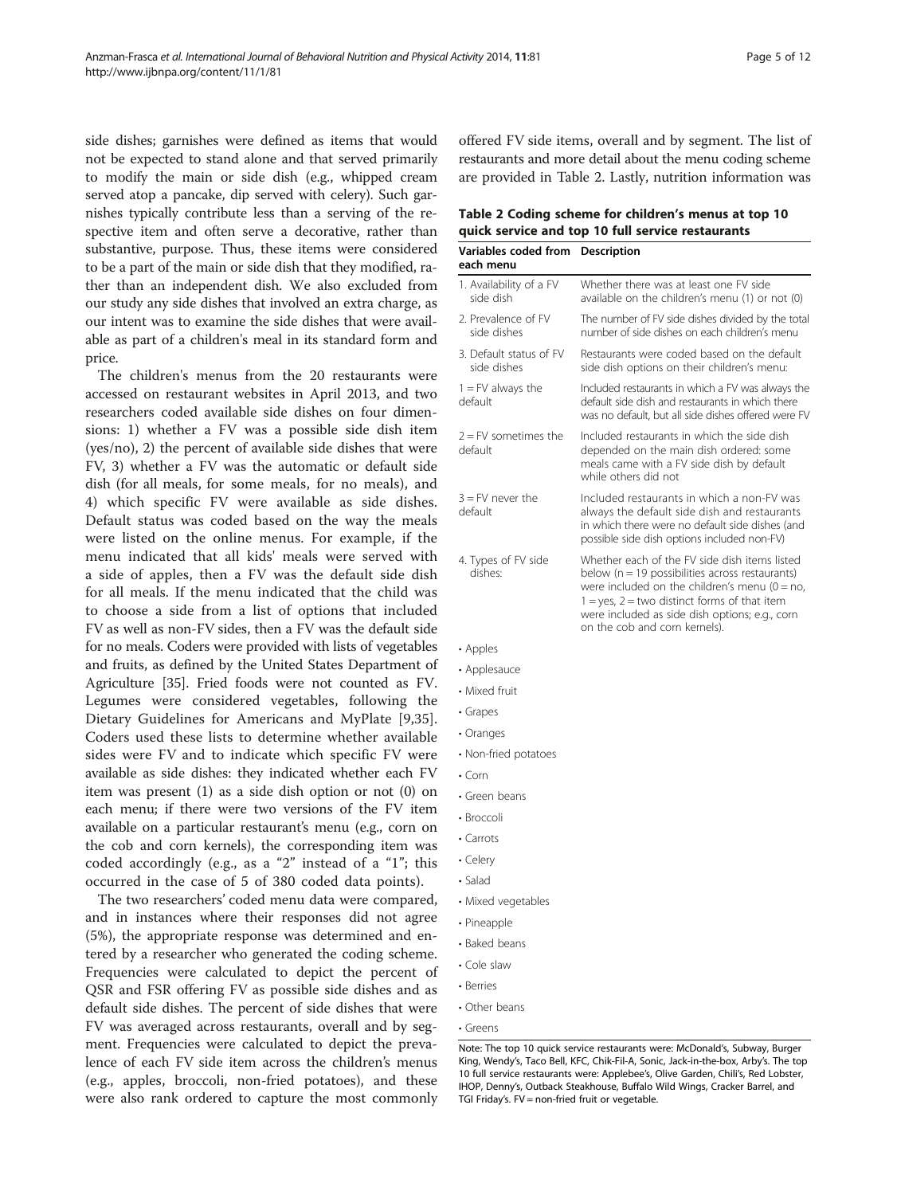side dishes; garnishes were defined as items that would not be expected to stand alone and that served primarily to modify the main or side dish (e.g., whipped cream served atop a pancake, dip served with celery). Such garnishes typically contribute less than a serving of the respective item and often serve a decorative, rather than substantive, purpose. Thus, these items were considered to be a part of the main or side dish that they modified, rather than an independent dish. We also excluded from our study any side dishes that involved an extra charge, as our intent was to examine the side dishes that were available as part of a children's meal in its standard form and price.

The children's menus from the 20 restaurants were accessed on restaurant websites in April 2013, and two researchers coded available side dishes on four dimensions: 1) whether a FV was a possible side dish item (yes/no), 2) the percent of available side dishes that were FV, 3) whether a FV was the automatic or default side dish (for all meals, for some meals, for no meals), and 4) which specific FV were available as side dishes. Default status was coded based on the way the meals were listed on the online menus. For example, if the menu indicated that all kids' meals were served with a side of apples, then a FV was the default side dish for all meals. If the menu indicated that the child was to choose a side from a list of options that included FV as well as non-FV sides, then a FV was the default side for no meals. Coders were provided with lists of vegetables and fruits, as defined by the United States Department of Agriculture [35]. Fried foods were not counted as FV. Legumes were considered vegetables, following the Dietary Guidelines for Americans and MyPlate [9,35]. Coders used these lists to determine whether available sides were FV and to indicate which specific FV were available as side dishes: they indicated whether each FV item was present (1) as a side dish option or not (0) on each menu; if there were two versions of the FV item available on a particular restaurant's menu (e.g., corn on the cob and corn kernels), the corresponding item was coded accordingly (e.g., as a "2" instead of a "1"; this occurred in the case of 5 of 380 coded data points).

The two researchers' coded menu data were compared, and in instances where their responses did not agree (5%), the appropriate response was determined and entered by a researcher who generated the coding scheme. Frequencies were calculated to depict the percent of QSR and FSR offering FV as possible side dishes and as default side dishes. The percent of side dishes that were FV was averaged across restaurants, overall and by segment. Frequencies were calculated to depict the prevalence of each FV side item across the children's menus (e.g., apples, broccoli, non-fried potatoes), and these were also rank ordered to capture the most commonly offered FV side items, overall and by segment. The list of restaurants and more detail about the menu coding scheme are provided in Table 2. Lastly, nutrition information was

**Table 2 Coding scheme for children's menus at top 10 quick service and top 10 full service restaurants**

| Variables coded from each menu | Description |
|---|---|
| 1. Availability of a FV side dish | Whether there was at least one FV side available on the children's menu (1) or not (0) |
| 2. Prevalence of FV side dishes | The number of FV side dishes divided by the total number of side dishes on each children's menu |
| 3. Default status of FV side dishes | Restaurants were coded based on the default side dish options on their children's menu: |
| 1 = FV always the default | Included restaurants in which a FV was always the default side dish and restaurants in which there was no default, but all side dishes offered were FV |
| 2 = FV sometimes the default | Included restaurants in which the side dish depended on the main dish ordered: some meals came with a FV side dish by default while others did not |
| 3 = FV never the default | Included restaurants in which a non-FV was always the default side dish and restaurants in which there were no default side dishes (and possible side dish options included non-FV) |
| 4. Types of FV side dishes: | Whether each of the FV side dish items listed below (n = 19 possibilities across restaurants) were included on the children's menu (0 = no, 1 = yes, 2 = two distinct forms of that item were included as side dish options; e.g., corn on the cob and corn kernels). |
| • Apples | |
| • Applesauce | |
| • Mixed fruit | |
| • Grapes | |
| • Oranges | |
| • Non-fried potatoes | |
| • Corn | |
| • Green beans | |
| • Broccoli | |
| • Carrots | |
| • Celery | |
| • Salad | |
| • Mixed vegetables | |
| • Pineapple | |
| • Baked beans | |
| • Cole slaw | |
| • Berries | |
| • Other beans | |
| • Greens | |

Note: The top 10 quick service restaurants were: McDonald's, Subway, Burger King, Wendy's, Taco Bell, KFC, Chik-Fil-A, Sonic, Jack-in-the-box, Arby's. The top 10 full service restaurants were: Applebee's, Olive Garden, Chili's, Red Lobster, IHOP, Denny's, Outback Steakhouse, Buffalo Wild Wings, Cracker Barrel, and TGI Friday's. FV = non-fried fruit or vegetable.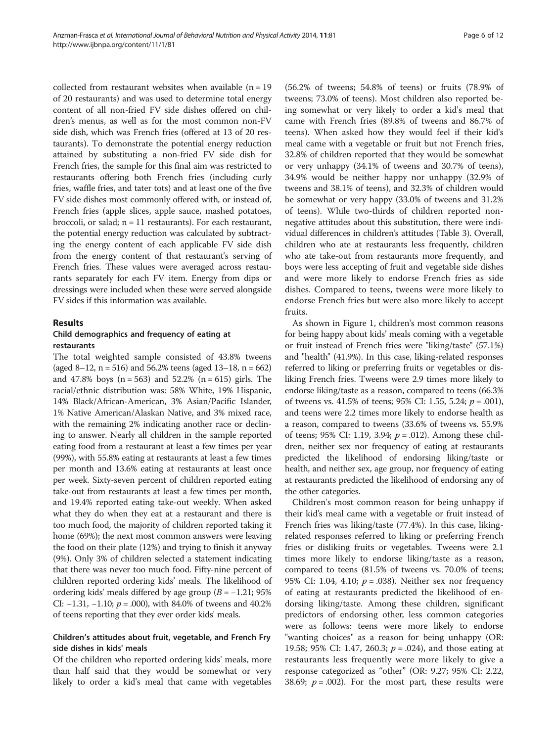collected from restaurant websites when available (n = 19 of 20 restaurants) and was used to determine total energy content of all non-fried FV side dishes offered on children's menus, as well as for the most common non-FV side dish, which was French fries (offered at 13 of 20 restaurants). To demonstrate the potential energy reduction attained by substituting a non-fried FV side dish for French fries, the sample for this final aim was restricted to restaurants offering both French fries (including curly fries, waffle fries, and tater tots) and at least one of the five FV side dishes most commonly offered with, or instead of, French fries (apple slices, apple sauce, mashed potatoes, broccoli, or salad; n = 11 restaurants). For each restaurant, the potential energy reduction was calculated by subtracting the energy content of each applicable FV side dish from the energy content of that restaurant's serving of French fries. These values were averaged across restaurants separately for each FV item. Energy from dips or dressings were included when these were served alongside FV sides if this information was available.

## Results

### Child demographics and frequency of eating at restaurants

The total weighted sample consisted of 43.8% tweens (aged 8–12, n = 516) and 56.2% teens (aged 13–18, n = 662) and 47.8% boys (n = 563) and 52.2% (n = 615) girls. The racial/ethnic distribution was: 58% White, 19% Hispanic, 14% Black/African-American, 3% Asian/Pacific Islander, 1% Native American/Alaskan Native, and 3% mixed race, with the remaining 2% indicating another race or declining to answer. Nearly all children in the sample reported eating food from a restaurant at least a few times per year (99%), with 55.8% eating at restaurants at least a few times per month and 13.6% eating at restaurants at least once per week. Sixty-seven percent of children reported eating take-out from restaurants at least a few times per month, and 19.4% reported eating take-out weekly. When asked what they do when they eat at a restaurant and there is too much food, the majority of children reported taking it home (69%); the next most common answers were leaving the food on their plate (12%) and trying to finish it anyway (9%). Only 3% of children selected a statement indicating that there was never too much food. Fifty-nine percent of children reported ordering kids' meals. The likelihood of ordering kids' meals differed by age group ($B = -1.21$; 95% CI: −1.31, −1.10; $p = .000$), with 84.0% of tweens and 40.2% of teens reporting that they ever order kids' meals.

### Children's attitudes about fruit, vegetable, and French Fry side dishes in kids' meals

Of the children who reported ordering kids' meals, more than half said that they would be somewhat or very likely to order a kid's meal that came with vegetables (56.2% of tweens; 54.8% of teens) or fruits (78.9% of tweens; 73.0% of teens). Most children also reported being somewhat or very likely to order a kid's meal that came with French fries (89.8% of tweens and 86.7% of teens). When asked how they would feel if their kid's meal came with a vegetable or fruit but not French fries, 32.8% of children reported that they would be somewhat or very unhappy (34.1% of tweens and 30.7% of teens), 34.9% would be neither happy nor unhappy (32.9% of tweens and 38.1% of teens), and 32.3% of children would be somewhat or very happy (33.0% of tweens and 31.2% of teens). While two-thirds of children reported non-negative attitudes about this substitution, there were individual differences in children's attitudes (Table 3). Overall, children who ate at restaurants less frequently, children who ate take-out from restaurants more frequently, and boys were less accepting of fruit and vegetable side dishes and were more likely to endorse French fries as side dishes. Compared to teens, tweens were more likely to endorse French fries but were also more likely to accept fruits.

As shown in Figure 1, children's most common reasons for being happy about kids' meals coming with a vegetable or fruit instead of French fries were "liking/taste" (57.1%) and "health" (41.9%). In this case, liking-related responses referred to liking or preferring fruits or vegetables or disliking French fries. Tweens were 2.9 times more likely to endorse liking/taste as a reason, compared to teens (66.3% of tweens vs. 41.5% of teens; 95% CI: 1.55, 5.24; $p = .001$), and teens were 2.2 times more likely to endorse health as a reason, compared to tweens (33.6% of tweens vs. 55.9% of teens; 95% CI: 1.19, 3.94; $p = .012$). Among these children, neither sex nor frequency of eating at restaurants predicted the likelihood of endorsing liking/taste or health, and neither sex, age group, nor frequency of eating at restaurants predicted the likelihood of endorsing any of the other categories.

Children's most common reason for being unhappy if their kid's meal came with a vegetable or fruit instead of French fries was liking/taste (77.4%). In this case, liking-related responses referred to liking or preferring French fries or disliking fruits or vegetables. Tweens were 2.1 times more likely to endorse liking/taste as a reason, compared to teens (81.5% of tweens vs. 70.0% of teens; 95% CI: 1.04, 4.10; $p = .038$). Neither sex nor frequency of eating at restaurants predicted the likelihood of endorsing liking/taste. Among these children, significant predictors of endorsing other, less common categories were as follows: teens were more likely to endorse "wanting choices" as a reason for being unhappy (OR: 19.58; 95% CI: 1.47, 260.3; $p = .024$), and those eating at restaurants less frequently were more likely to give a response categorized as "other" (OR: 9.27; 95% CI: 2.22, 38.69; $p = .002$). For the most part, these results were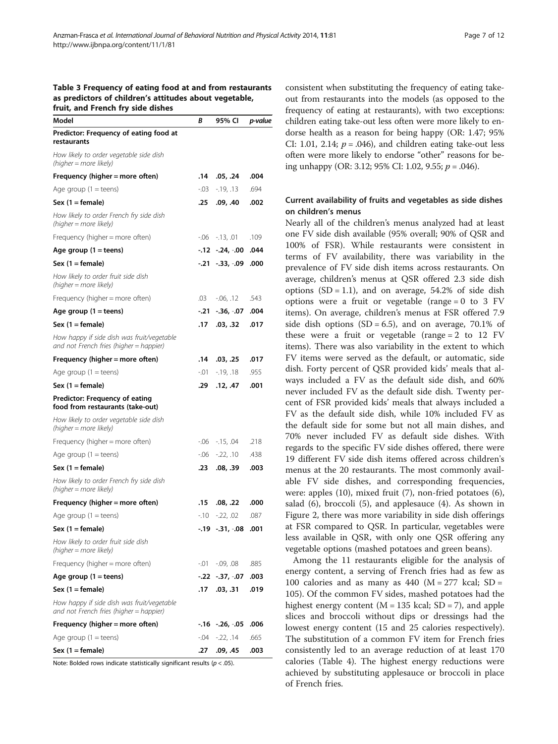**Table 3 Frequency of eating food at and from restaurants as predictors of children's attitudes about vegetable, fruit, and French fry side dishes**

| Model | B | 95% CI | p-value |
|---|---|---|---|
| **Predictor: Frequency of eating food at restaurants** | | | |
| *How likely to order vegetable side dish (higher = more likely)* | | | |
| **Frequency (higher = more often)** | **.14** | **.05, .24** | **.004** |
| Age group (1 = teens) | -.03 | -.19, .13 | .694 |
| **Sex (1 = female)** | **.25** | **.09, .40** | **.002** |
| *How likely to order French fry side dish (higher = more likely)* | | | |
| Frequency (higher = more often) | -.06 | -.13, .01 | .109 |
| **Age group (1 = teens)** | **-.12** | **-.24, -.00** | **.044** |
| **Sex (1 = female)** | **-.21** | **-.33, -.09** | **.000** |
| *How likely to order fruit side dish (higher = more likely)* | | | |
| Frequency (higher = more often) | .03 | -.06, .12 | .543 |
| **Age group (1 = teens)** | **-.21** | **-.36, -.07** | **.004** |
| **Sex (1 = female)** | **.17** | **.03, .32** | **.017** |
| *How happy if side dish was fruit/vegetable and not French fries (higher = happier)* | | | |
| **Frequency (higher = more often)** | **.14** | **.03, .25** | **.017** |
| Age group (1 = teens) | -.01 | -.19, .18 | .955 |
| **Sex (1 = female)** | **.29** | **.12, .47** | **.001** |
| **Predictor: Frequency of eating food from restaurants (take-out)** | | | |
| *How likely to order vegetable side dish (higher = more likely)* | | | |
| Frequency (higher = more often) | -.06 | -.15, .04 | .218 |
| Age group (1 = teens) | -.06 | -.22, .10 | .438 |
| **Sex (1 = female)** | **.23** | **.08, .39** | **.003** |
| *How likely to order French fry side dish (higher = more likely)* | | | |
| **Frequency (higher = more often)** | **.15** | **.08, .22** | **.000** |
| Age group (1 = teens) | -.10 | -.22, .02 | .087 |
| **Sex (1 = female)** | **-.19** | **-.31, -.08** | **.001** |
| *How likely to order fruit side dish (higher = more likely)* | | | |
| Frequency (higher = more often) | -.01 | -.09, .08 | .885 |
| **Age group (1 = teens)** | **-.22** | **-.37, -.07** | **.003** |
| **Sex (1 = female)** | **.17** | **.03, .31** | **.019** |
| *How happy if side dish was fruit/vegetable and not French fries (higher = happier)* | | | |
| **Frequency (higher = more often)** | **-.16** | **-.26, -.05** | **.006** |
| Age group (1 = teens) | -.04 | -.22, .14 | .665 |
| **Sex (1 = female)** | **.27** | **.09, .45** | **.003** |

Note: Bolded rows indicate statistically significant results ($p < .05$).

consistent when substituting the frequency of eating take-out from restaurants into the models (as opposed to the frequency of eating at restaurants), with two exceptions: children eating take-out less often were more likely to endorse health as a reason for being happy (OR: 1.47; 95% CI: 1.01, 2.14; $p = .046$), and children eating take-out less often were more likely to endorse "other" reasons for being unhappy (OR: 3.12; 95% CI: 1.02, 9.55; $p = .046$).

### Current availability of fruits and vegetables as side dishes on children's menus

Nearly all of the children's menus analyzed had at least one FV side dish available (95% overall; 90% of QSR and 100% of FSR). While restaurants were consistent in terms of FV availability, there was variability in the prevalence of FV side dish items across restaurants. On average, children's menus at QSR offered 2.3 side dish options (SD = 1.1), and on average, 54.2% of side dish options were a fruit or vegetable (range = 0 to 3 FV items). On average, children's menus at FSR offered 7.9 side dish options (SD = 6.5), and on average, 70.1% of these were a fruit or vegetable (range = 2 to 12 FV items). There was also variability in the extent to which FV items were served as the default, or automatic, side dish. Forty percent of QSR provided kids' meals that always included a FV as the default side dish, and 60% never included FV as the default side dish. Twenty percent of FSR provided kids' meals that always included a FV as the default side dish, while 10% included FV as the default side for some but not all main dishes, and 70% never included FV as default side dishes. With regards to the specific FV side dishes offered, there were 19 different FV side dish items offered across children's menus at the 20 restaurants. The most commonly available FV side dishes, and corresponding frequencies, were: apples (10), mixed fruit (7), non-fried potatoes (6), salad (6), broccoli (5), and applesauce (4). As shown in Figure 2, there was more variability in side dish offerings at FSR compared to QSR. In particular, vegetables were less available in QSR, with only one QSR offering any vegetable options (mashed potatoes and green beans).

Among the 11 restaurants eligible for the analysis of energy content, a serving of French fries had as few as 100 calories and as many as 440 (M = 277 kcal; SD = 105). Of the common FV sides, mashed potatoes had the highest energy content (M = 135 kcal; SD = 7), and apple slices and broccoli without dips or dressings had the lowest energy content (15 and 25 calories respectively). The substitution of a common FV item for French fries consistently led to an average reduction of at least 170 calories (Table 4). The highest energy reductions were achieved by substituting applesauce or broccoli in place of French fries.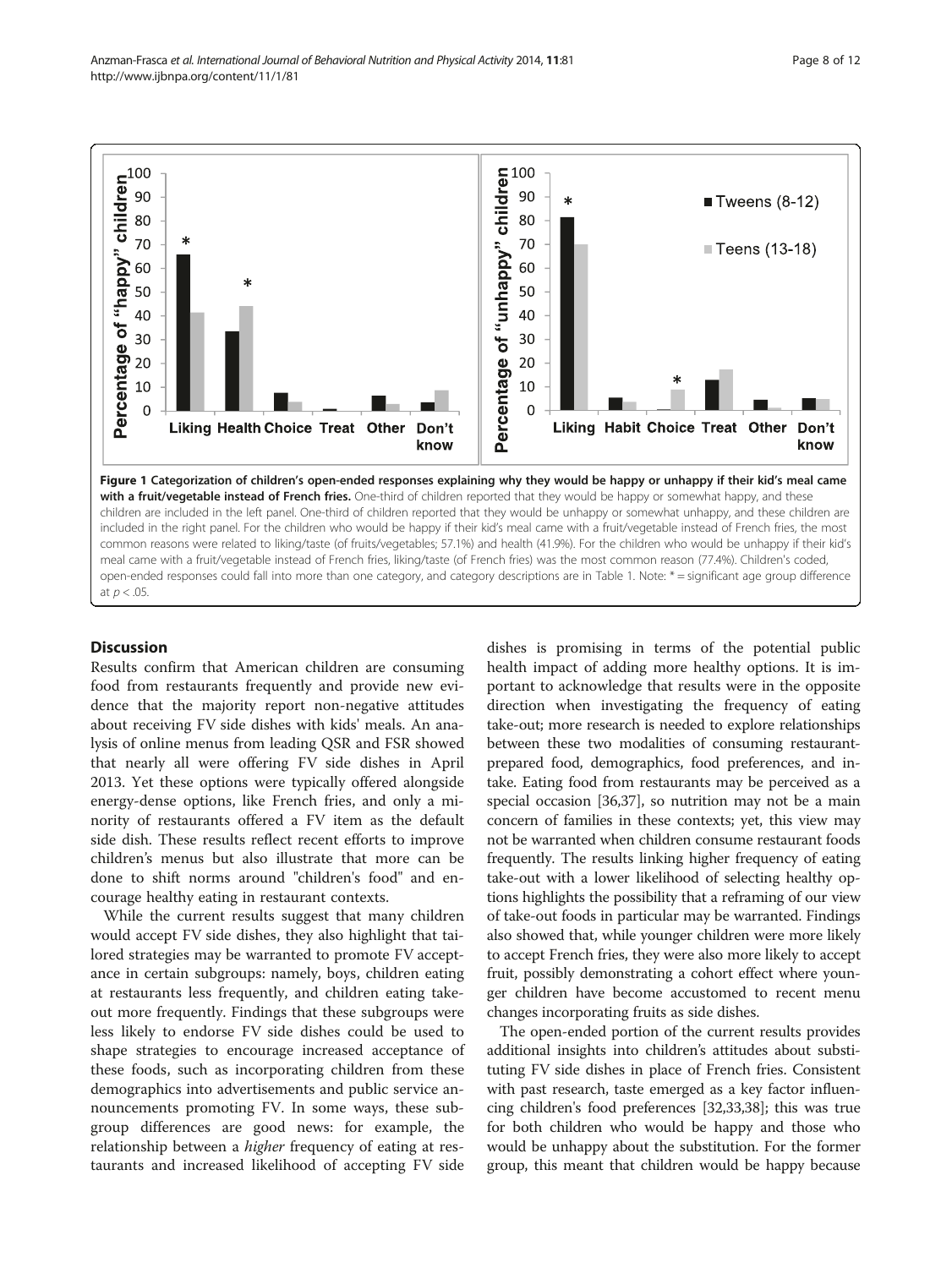**Figure 1 Categorization of children's open-ended responses explaining why they would be happy or unhappy if their kid's meal came with a fruit/vegetable instead of French fries.** One-third of children reported that they would be happy or somewhat happy, and these children are included in the left panel. One-third of children reported that they would be unhappy or somewhat unhappy, and these children are included in the right panel. For the children who would be happy if their kid's meal came with a fruit/vegetable instead of French fries, the most common reasons were related to liking/taste (of fruits/vegetables; 57.1%) and health (41.9%). For the children who would be unhappy if their kid's meal came with a fruit/vegetable instead of French fries, liking/taste (of French fries) was the most common reason (77.4%). Children's coded, open-ended responses could fall into more than one category, and category descriptions are in Table 1. Note: * = significant age group difference at $p < .05$.

## Discussion

Results confirm that American children are consuming food from restaurants frequently and provide new evidence that the majority report non-negative attitudes about receiving FV side dishes with kids' meals. An analysis of online menus from leading QSR and FSR showed that nearly all were offering FV side dishes in April 2013. Yet these options were typically offered alongside energy-dense options, like French fries, and only a minority of restaurants offered a FV item as the default side dish. These results reflect recent efforts to improve children's menus but also illustrate that more can be done to shift norms around "children's food" and encourage healthy eating in restaurant contexts.

While the current results suggest that many children would accept FV side dishes, they also highlight that tailored strategies may be warranted to promote FV acceptance in certain subgroups: namely, boys, children eating at restaurants less frequently, and children eating take-out more frequently. Findings that these subgroups were less likely to endorse FV side dishes could be used to shape strategies to encourage increased acceptance of these foods, such as incorporating children from these demographics into advertisements and public service announcements promoting FV. In some ways, these subgroup differences are good news: for example, the relationship between a *higher* frequency of eating at restaurants and increased likelihood of accepting FV side dishes is promising in terms of the potential public health impact of adding more healthy options. It is important to acknowledge that results were in the opposite direction when investigating the frequency of eating take-out; more research is needed to explore relationships between these two modalities of consuming restaurant-prepared food, demographics, food preferences, and intake. Eating food from restaurants may be perceived as a special occasion [36,37], so nutrition may not be a main concern of families in these contexts; yet, this view may not be warranted when children consume restaurant foods frequently. The results linking higher frequency of eating take-out with a lower likelihood of selecting healthy options highlights the possibility that a reframing of our view of take-out foods in particular may be warranted. Findings also showed that, while younger children were more likely to accept French fries, they were also more likely to accept fruit, possibly demonstrating a cohort effect where younger children have become accustomed to recent menu changes incorporating fruits as side dishes.

The open-ended portion of the current results provides additional insights into children's attitudes about substituting FV side dishes in place of French fries. Consistent with past research, taste emerged as a key factor influencing children's food preferences [32,33,38]; this was true for both children who would be happy and those who would be unhappy about the substitution. For the former group, this meant that children would be happy because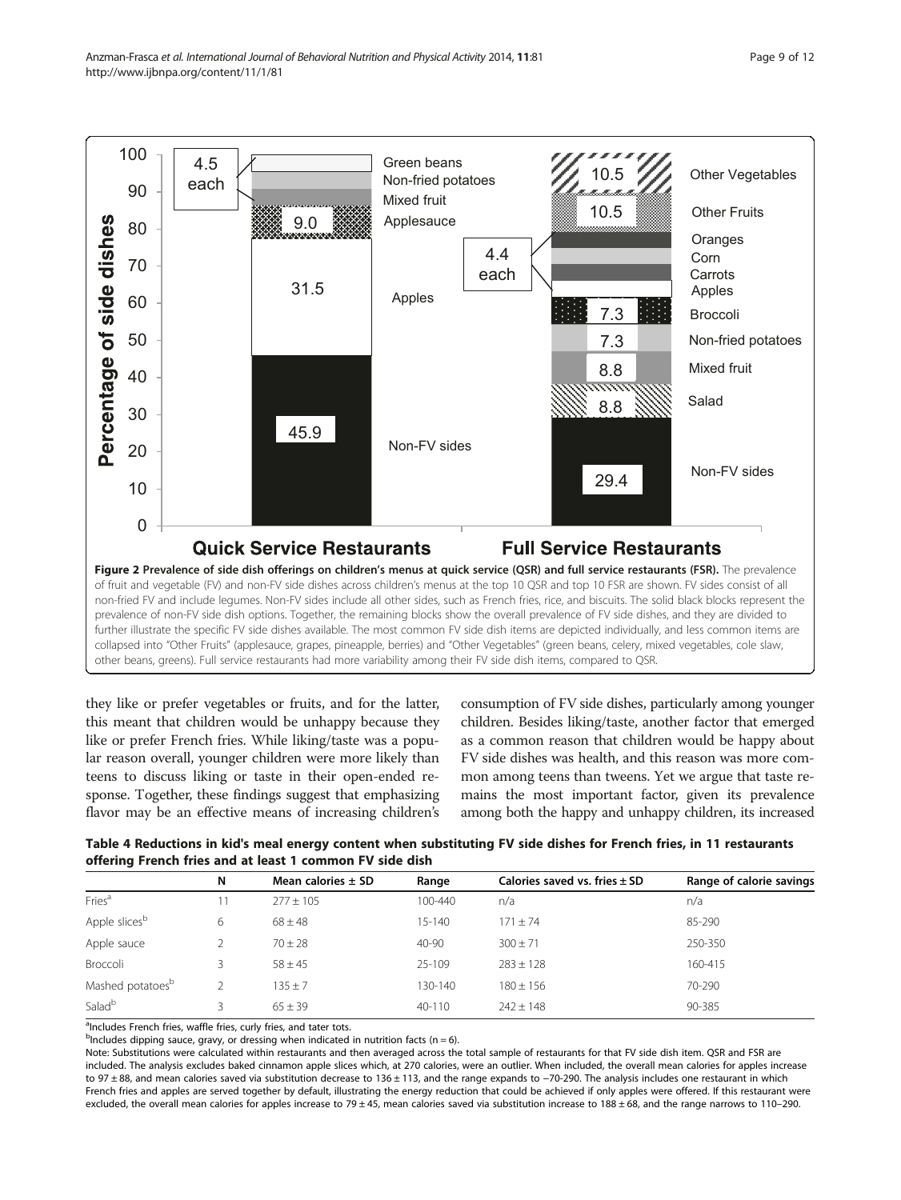**Figure 2 Prevalence of side dish offerings on children's menus at quick service (QSR) and full service restaurants (FSR).** The prevalence of fruit and vegetable (FV) and non-FV side dishes across children's menus at the top 10 QSR and top 10 FSR are shown. FV sides consist of all non-fried FV and include legumes. Non-FV sides include all other sides, such as French fries, rice, and biscuits. The solid black blocks represent the prevalence of non-FV side dish options. Together, the remaining blocks show the overall prevalence of FV side dishes, and they are divided to further illustrate the specific FV side dishes available. The most common FV side dish items are depicted individually, and less common items are collapsed into "Other Fruits" (applesauce, grapes, pineapple, berries) and "Other Vegetables" (green beans, celery, mixed vegetables, cole slaw, other beans, greens). Full service restaurants had more variability among their FV side dish items, compared to QSR.

they like or prefer vegetables or fruits, and for the latter, this meant that children would be unhappy because they like or prefer French fries. While liking/taste was a popular reason overall, younger children were more likely than teens to discuss liking or taste in their open-ended response. Together, these findings suggest that emphasizing flavor may be an effective means of increasing children's consumption of FV side dishes, particularly among younger children. Besides liking/taste, another factor that emerged as a common reason that children would be happy about FV side dishes was health, and this reason was more common among teens than tweens. Yet we argue that taste remains the most important factor, given its prevalence among both the happy and unhappy children, its increased

**Table 4 Reductions in kid's meal energy content when substituting FV side dishes for French fries, in 11 restaurants offering French fries and at least 1 common FV side dish**

| | N | Mean calories ± SD | Range | Calories saved vs. fries ± SD | Range of calorie savings |
|---|---|---|---|---|---|
| Fries[a] | 11 | 277 ± 105 | 100-440 | n/a | n/a |
| Apple slices[b] | 6 | 68 ± 48 | 15-140 | 171 ± 74 | 85-290 |
| Apple sauce | 2 | 70 ± 28 | 40-90 | 300 ± 71 | 250-350 |
| Broccoli | 3 | 58 ± 45 | 25-109 | 283 ± 128 | 160-415 |
| Mashed potatoes[b] | 2 | 135 ± 7 | 130-140 | 180 ± 156 | 70-290 |
| Salad[b] | 3 | 65 ± 39 | 40-110 | 242 ± 148 | 90-385 |

[a]Includes French fries, waffle fries, curly fries, and tater tots.

[b]Includes dipping sauce, gravy, or dressing when indicated in nutrition facts (n = 6).

Note: Substitutions were calculated within restaurants and then averaged across the total sample of restaurants for that FV side dish item. QSR and FSR are included. The analysis excludes baked cinnamon apple slices which, at 270 calories, were an outlier. When included, the overall mean calories for apples increase to 97 ± 88, and mean calories saved via substitution decrease to 136 ± 113, and the range expands to −70-290. The analysis includes one restaurant in which French fries and apples are served together by default, illustrating the energy reduction that could be achieved if only apples were offered. If this restaurant were excluded, the overall mean calories for apples increase to 79 ± 45, mean calories saved via substitution increase to 188 ± 68, and the range narrows to 110–290.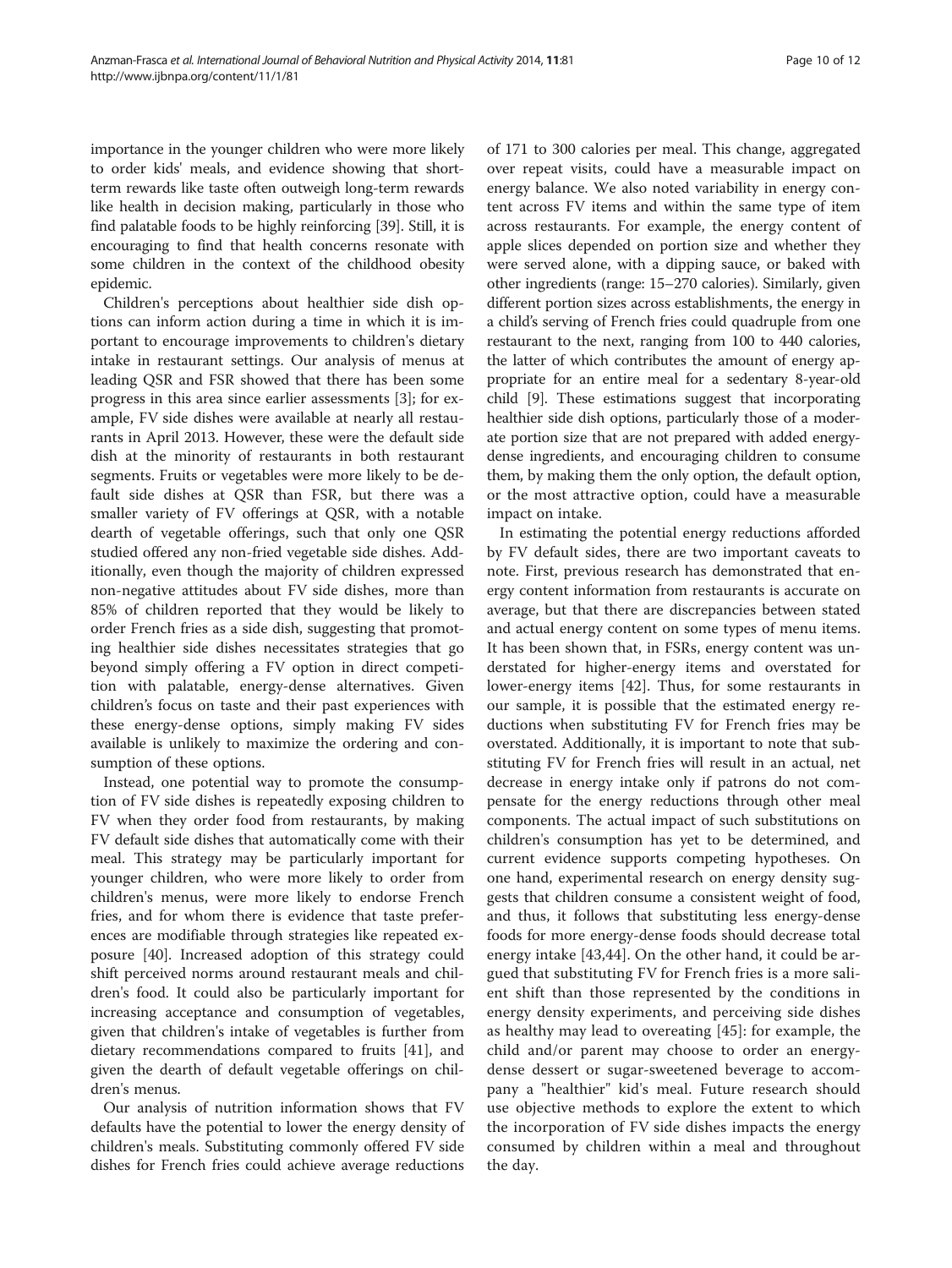importance in the younger children who were more likely to order kids' meals, and evidence showing that short-term rewards like taste often outweigh long-term rewards like health in decision making, particularly in those who find palatable foods to be highly reinforcing [39]. Still, it is encouraging to find that health concerns resonate with some children in the context of the childhood obesity epidemic.

Children's perceptions about healthier side dish options can inform action during a time in which it is important to encourage improvements to children's dietary intake in restaurant settings. Our analysis of menus at leading QSR and FSR showed that there has been some progress in this area since earlier assessments [3]; for example, FV side dishes were available at nearly all restaurants in April 2013. However, these were the default side dish at the minority of restaurants in both restaurant segments. Fruits or vegetables were more likely to be default side dishes at QSR than FSR, but there was a smaller variety of FV offerings at QSR, with a notable dearth of vegetable offerings, such that only one QSR studied offered any non-fried vegetable side dishes. Additionally, even though the majority of children expressed non-negative attitudes about FV side dishes, more than 85% of children reported that they would be likely to order French fries as a side dish, suggesting that promoting healthier side dishes necessitates strategies that go beyond simply offering a FV option in direct competition with palatable, energy-dense alternatives. Given children's focus on taste and their past experiences with these energy-dense options, simply making FV sides available is unlikely to maximize the ordering and consumption of these options.

Instead, one potential way to promote the consumption of FV side dishes is repeatedly exposing children to FV when they order food from restaurants, by making FV default side dishes that automatically come with their meal. This strategy may be particularly important for younger children, who were more likely to order from children's menus, were more likely to endorse French fries, and for whom there is evidence that taste preferences are modifiable through strategies like repeated exposure [40]. Increased adoption of this strategy could shift perceived norms around restaurant meals and children's food. It could also be particularly important for increasing acceptance and consumption of vegetables, given that children's intake of vegetables is further from dietary recommendations compared to fruits [41], and given the dearth of default vegetable offerings on children's menus.

Our analysis of nutrition information shows that FV defaults have the potential to lower the energy density of children's meals. Substituting commonly offered FV side dishes for French fries could achieve average reductions of 171 to 300 calories per meal. This change, aggregated over repeat visits, could have a measurable impact on energy balance. We also noted variability in energy content across FV items and within the same type of item across restaurants. For example, the energy content of apple slices depended on portion size and whether they were served alone, with a dipping sauce, or baked with other ingredients (range: 15–270 calories). Similarly, given different portion sizes across establishments, the energy in a child's serving of French fries could quadruple from one restaurant to the next, ranging from 100 to 440 calories, the latter of which contributes the amount of energy appropriate for an entire meal for a sedentary 8-year-old child [9]. These estimations suggest that incorporating healthier side dish options, particularly those of a moderate portion size that are not prepared with added energy-dense ingredients, and encouraging children to consume them, by making them the only option, the default option, or the most attractive option, could have a measurable impact on intake.

In estimating the potential energy reductions afforded by FV default sides, there are two important caveats to note. First, previous research has demonstrated that energy content information from restaurants is accurate on average, but that there are discrepancies between stated and actual energy content on some types of menu items. It has been shown that, in FSRs, energy content was understated for higher-energy items and overstated for lower-energy items [42]. Thus, for some restaurants in our sample, it is possible that the estimated energy reductions when substituting FV for French fries may be overstated. Additionally, it is important to note that substituting FV for French fries will result in an actual, net decrease in energy intake only if patrons do not compensate for the energy reductions through other meal components. The actual impact of such substitutions on children's consumption has yet to be determined, and current evidence supports competing hypotheses. On one hand, experimental research on energy density suggests that children consume a consistent weight of food, and thus, it follows that substituting less energy-dense foods for more energy-dense foods should decrease total energy intake [43,44]. On the other hand, it could be argued that substituting FV for French fries is a more salient shift than those represented by the conditions in energy density experiments, and perceiving side dishes as healthy may lead to overeating [45]: for example, the child and/or parent may choose to order an energy-dense dessert or sugar-sweetened beverage to accompany a "healthier" kid's meal. Future research should use objective methods to explore the extent to which the incorporation of FV side dishes impacts the energy consumed by children within a meal and throughout the day.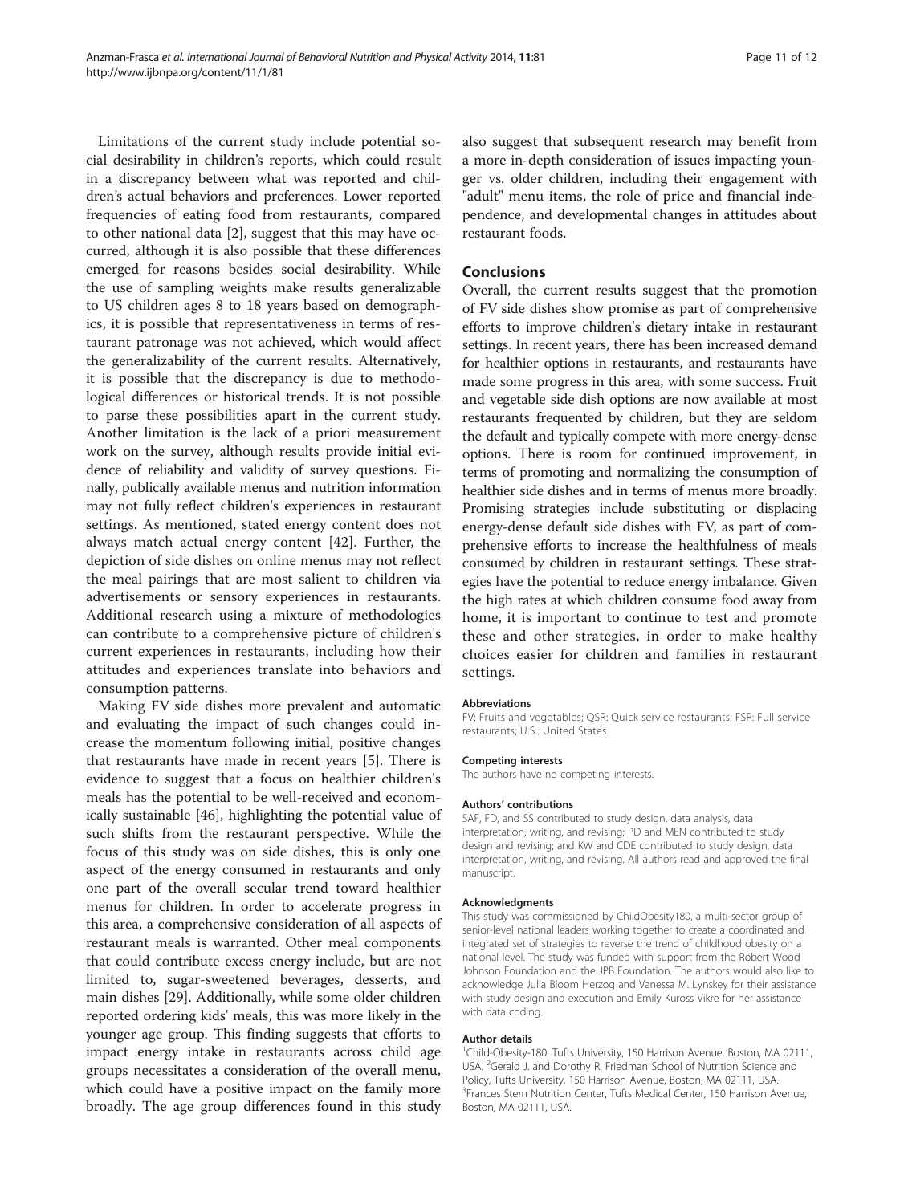Limitations of the current study include potential social desirability in children's reports, which could result in a discrepancy between what was reported and children's actual behaviors and preferences. Lower reported frequencies of eating food from restaurants, compared to other national data [2], suggest that this may have occurred, although it is also possible that these differences emerged for reasons besides social desirability. While the use of sampling weights make results generalizable to US children ages 8 to 18 years based on demographics, it is possible that representativeness in terms of restaurant patronage was not achieved, which would affect the generalizability of the current results. Alternatively, it is possible that the discrepancy is due to methodological differences or historical trends. It is not possible to parse these possibilities apart in the current study. Another limitation is the lack of a priori measurement work on the survey, although results provide initial evidence of reliability and validity of survey questions. Finally, publically available menus and nutrition information may not fully reflect children's experiences in restaurant settings. As mentioned, stated energy content does not always match actual energy content [42]. Further, the depiction of side dishes on online menus may not reflect the meal pairings that are most salient to children via advertisements or sensory experiences in restaurants. Additional research using a mixture of methodologies can contribute to a comprehensive picture of children's current experiences in restaurants, including how their attitudes and experiences translate into behaviors and consumption patterns.

Making FV side dishes more prevalent and automatic and evaluating the impact of such changes could increase the momentum following initial, positive changes that restaurants have made in recent years [5]. There is evidence to suggest that a focus on healthier children's meals has the potential to be well-received and economically sustainable [46], highlighting the potential value of such shifts from the restaurant perspective. While the focus of this study was on side dishes, this is only one aspect of the energy consumed in restaurants and only one part of the overall secular trend toward healthier menus for children. In order to accelerate progress in this area, a comprehensive consideration of all aspects of restaurant meals is warranted. Other meal components that could contribute excess energy include, but are not limited to, sugar-sweetened beverages, desserts, and main dishes [29]. Additionally, while some older children reported ordering kids' meals, this was more likely in the younger age group. This finding suggests that efforts to impact energy intake in restaurants across child age groups necessitates a consideration of the overall menu, which could have a positive impact on the family more broadly. The age group differences found in this study also suggest that subsequent research may benefit from a more in-depth consideration of issues impacting younger vs. older children, including their engagement with "adult" menu items, the role of price and financial independence, and developmental changes in attitudes about restaurant foods.

## Conclusions

Overall, the current results suggest that the promotion of FV side dishes show promise as part of comprehensive efforts to improve children's dietary intake in restaurant settings. In recent years, there has been increased demand for healthier options in restaurants, and restaurants have made some progress in this area, with some success. Fruit and vegetable side dish options are now available at most restaurants frequented by children, but they are seldom the default and typically compete with more energy-dense options. There is room for continued improvement, in terms of promoting and normalizing the consumption of healthier side dishes and in terms of menus more broadly. Promising strategies include substituting or displacing energy-dense default side dishes with FV, as part of comprehensive efforts to increase the healthfulness of meals consumed by children in restaurant settings. These strategies have the potential to reduce energy imbalance. Given the high rates at which children consume food away from home, it is important to continue to test and promote these and other strategies, in order to make healthy choices easier for children and families in restaurant settings.

#### Abbreviations

FV: Fruits and vegetables; QSR: Quick service restaurants; FSR: Full service restaurants; U.S.: United States.

#### Competing interests

The authors have no competing interests.

#### Authors' contributions

SAF, FD, and SS contributed to study design, data analysis, data interpretation, writing, and revising; PD and MEN contributed to study design and revising; and KW and CDE contributed to study design, data interpretation, writing, and revising. All authors read and approved the final manuscript.

#### Acknowledgments

This study was commissioned by ChildObesity180, a multi-sector group of senior-level national leaders working together to create a coordinated and integrated set of strategies to reverse the trend of childhood obesity on a national level. The study was funded with support from the Robert Wood Johnson Foundation and the JPB Foundation. The authors would also like to acknowledge Julia Bloom Herzog and Vanessa M. Lynskey for their assistance with study design and execution and Emily Kuross Vikre for her assistance with data coding.

#### Author details

[1]Child-Obesity-180, Tufts University, 150 Harrison Avenue, Boston, MA 02111, USA. [2]Gerald J. and Dorothy R. Friedman School of Nutrition Science and Policy, Tufts University, 150 Harrison Avenue, Boston, MA 02111, USA. [3]Frances Stern Nutrition Center, Tufts Medical Center, 150 Harrison Avenue, Boston, MA 02111, USA.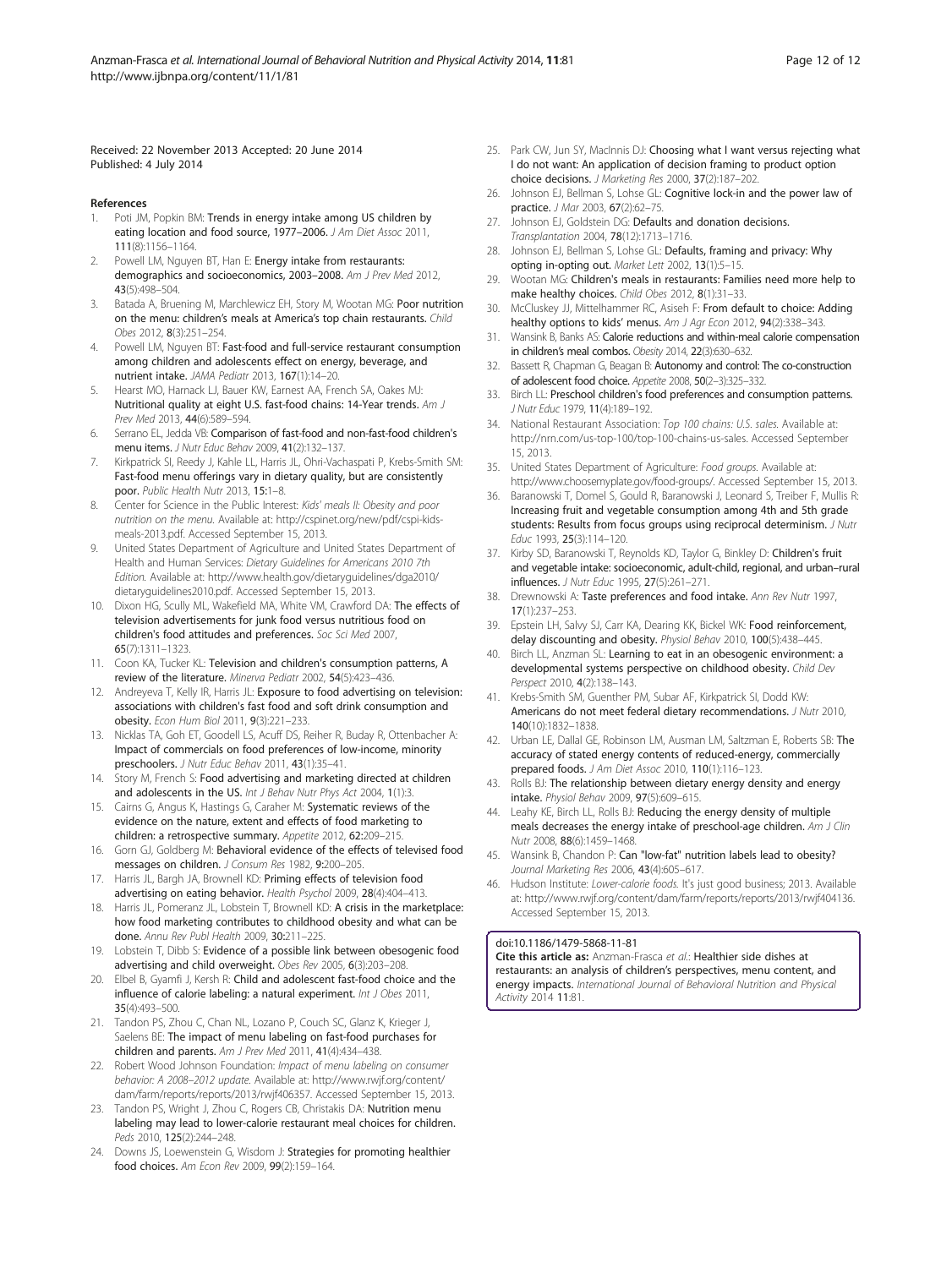Received: 22 November 2013 Accepted: 20 June 2014
Published: 4 July 2014

## References

1. Poti JM, Popkin BM: **Trends in energy intake among US children by eating location and food source, 1977–2006.** *J Am Diet Assoc* 2011, **111**(8):1156–1164.
2. Powell LM, Nguyen BT, Han E: **Energy intake from restaurants: demographics and socioeconomics, 2003–2008.** *Am J Prev Med* 2012, **43**(5):498–504.
3. Batada A, Bruening M, Marchlewicz EH, Story M, Wootan MG: **Poor nutrition on the menu: children's meals at America's top chain restaurants.** *Child Obes* 2012, **8**(3):251–254.
4. Powell LM, Nguyen BT: **Fast-food and full-service restaurant consumption among children and adolescents effect on energy, beverage, and nutrient intake.** *JAMA Pediatr* 2013, **167**(1):14–20.
5. Hearst MO, Harnack LJ, Bauer KW, Earnest AA, French SA, Oakes MJ: **Nutritional quality at eight U.S. fast-food chains: 14-Year trends.** *Am J Prev Med* 2013, **44**(6):589–594.
6. Serrano EL, Jedda VB: **Comparison of fast-food and non-fast-food children's menu items.** *J Nutr Educ Behav* 2009, **41**(2):132–137.
7. Kirkpatrick SI, Reedy J, Kahle LL, Harris JL, Ohri-Vachaspati P, Krebs-Smith SM: **Fast-food menu offerings vary in dietary quality, but are consistently poor.** *Public Health Nutr* 2013, **15**:1–8.
8. Center for Science in the Public Interest: *Kids' meals II: Obesity and poor nutrition on the menu.* Available at: http://cspinet.org/new/pdf/cspi-kids-meals-2013.pdf. Accessed September 15, 2013.
9. United States Department of Agriculture and United States Department of Health and Human Services: *Dietary Guidelines for Americans 2010 7th Edition.* Available at: http://www.health.gov/dietaryguidelines/dga2010/dietaryguidelines2010.pdf. Accessed September 15, 2013.
10. Dixon HG, Scully ML, Wakefield MA, White VM, Crawford DA: **The effects of television advertisements for junk food versus nutritious food on children's food attitudes and preferences.** *Soc Sci Med* 2007, **65**(7):1311–1323.
11. Coon KA, Tucker KL: **Television and children's consumption patterns, A review of the literature.** *Minerva Pediatr* 2002, **54**(5):423–436.
12. Andreyeva T, Kelly IR, Harris JL: **Exposure to food advertising on television: associations with children's fast food and soft drink consumption and obesity.** *Econ Hum Biol* 2011, **9**(3):221–233.
13. Nicklas TA, Goh ET, Goodell LS, Acuff DS, Reiher R, Buday R, Ottenbacher A: **Impact of commercials on food preferences of low-income, minority preschoolers.** *J Nutr Educ Behav* 2011, **43**(1):35–41.
14. Story M, French S: **Food advertising and marketing directed at children and adolescents in the US.** *Int J Behav Nutr Phys Act* 2004, **1**(1):3.
15. Cairns G, Angus K, Hastings G, Caraher M: **Systematic reviews of the evidence on the nature, extent and effects of food marketing to children: a retrospective summary.** *Appetite* 2012, **62**:209–215.
16. Gorn GJ, Goldberg M: **Behavioral evidence of the effects of televised food messages on children.** *J Consum Res* 1982, **9**:200–205.
17. Harris JL, Bargh JA, Brownell KD: **Priming effects of television food advertising on eating behavior.** *Health Psychol* 2009, **28**(4):404–413.
18. Harris JL, Pomeranz JL, Lobstein T, Brownell KD: **A crisis in the marketplace: how food marketing contributes to childhood obesity and what can be done.** *Annu Rev Publ Health* 2009, **30**:211–225.
19. Lobstein T, Dibb S: **Evidence of a possible link between obesogenic food advertising and child overweight.** *Obes Rev* 2005, **6**(3):203–208.
20. Elbel B, Gyamfi J, Kersh R: **Child and adolescent fast-food choice and the influence of calorie labeling: a natural experiment.** *Int J Obes* 2011, **35**(4):493–500.
21. Tandon PS, Zhou C, Chan NL, Lozano P, Couch SC, Glanz K, Krieger J, Saelens BE: **The impact of menu labeling on fast-food purchases for children and parents.** *Am J Prev Med* 2011, **41**(4):434–438.
22. Robert Wood Johnson Foundation: *Impact of menu labeling on consumer behavior: A 2008–2012 update.* Available at: http://www.rwjf.org/content/dam/farm/reports/reports/2013/rwjf406357. Accessed September 15, 2013.
23. Tandon PS, Wright J, Zhou C, Rogers CB, Christakis DA: **Nutrition menu labeling may lead to lower-calorie restaurant meal choices for children.** *Peds* 2010, **125**(2):244–248.
24. Downs JS, Loewenstein G, Wisdom J: **Strategies for promoting healthier food choices.** *Am Econ Rev* 2009, **99**(2):159–164.
25. Park CW, Jun SY, MacInnis DJ: **Choosing what I want versus rejecting what I do not want: An application of decision framing to product option choice decisions.** *J Marketing Res* 2000, **37**(2):187–202.
26. Johnson EJ, Bellman S, Lohse GL: **Cognitive lock-in and the power law of practice.** *J Mar* 2003, **67**(2):62–75.
27. Johnson EJ, Goldstein DG: **Defaults and donation decisions.** *Transplantation* 2004, **78**(12):1713–1716.
28. Johnson EJ, Bellman S, Lohse GL: **Defaults, framing and privacy: Why opting in-opting out.** *Market Lett* 2002, **13**(1):5–15.
29. Wootan MG: **Children's meals in restaurants: Families need more help to make healthy choices.** *Child Obes* 2012, **8**(1):31–33.
30. McCluskey JJ, Mittelhammer RC, Asiseh F: **From default to choice: Adding healthy options to kids' menus.** *Am J Agr Econ* 2012, **94**(2):338–343.
31. Wansink B, Banks AS: **Calorie reductions and within-meal calorie compensation in children's meal combos.** *Obesity* 2014, **22**(3):630–632.
32. Bassett R, Chapman G, Beagan B: **Autonomy and control: The co-construction of adolescent food choice.** *Appetite* 2008, **50**(2–3):325–332.
33. Birch LL: **Preschool children's food preferences and consumption patterns.** *J Nutr Educ* 1979, **11**(4):189–192.
34. National Restaurant Association: *Top 100 chains: U.S. sales.* Available at: http://nrn.com/us-top-100/top-100-chains-us-sales. Accessed September 15, 2013.
35. United States Department of Agriculture: *Food groups.* Available at: http://www.choosemyplate.gov/food-groups/. Accessed September 15, 2013.
36. Baranowski T, Domel S, Gould R, Baranowski J, Leonard S, Treiber F, Mullis R: **Increasing fruit and vegetable consumption among 4th and 5th grade students: Results from focus groups using reciprocal determinism.** *J Nutr Educ* 1993, **25**(3):114–120.
37. Kirby SD, Baranowski T, Reynolds KD, Taylor G, Binkley D: **Children's fruit and vegetable intake: socioeconomic, adult-child, regional, and urban–rural influences.** *J Nutr Educ* 1995, **27**(5):261–271.
38. Drewnowski A: **Taste preferences and food intake.** *Ann Rev Nutr* 1997, **17**(1):237–253.
39. Epstein LH, Salvy SJ, Carr KA, Dearing KK, Bickel WK: **Food reinforcement, delay discounting and obesity.** *Physiol Behav* 2010, **100**(5):438–445.
40. Birch LL, Anzman SL: **Learning to eat in an obesogenic environment: a developmental systems perspective on childhood obesity.** *Child Dev Perspect* 2010, **4**(2):138–143.
41. Krebs-Smith SM, Guenther PM, Subar AF, Kirkpatrick SI, Dodd KW: **Americans do not meet federal dietary recommendations.** *J Nutr* 2010, **140**(10):1832–1838.
42. Urban LE, Dallal GE, Robinson LM, Ausman LM, Saltzman E, Roberts SB: **The accuracy of stated energy contents of reduced-energy, commercially prepared foods.** *J Am Diet Assoc* 2010, **110**(1):116–123.
43. Rolls BJ: **The relationship between dietary energy density and energy intake.** *Physiol Behav* 2009, **97**(5):609–615.
44. Leahy KE, Birch LL, Rolls BJ: **Reducing the energy density of multiple meals decreases the energy intake of preschool-age children.** *Am J Clin Nutr* 2008, **88**(6):1459–1468.
45. Wansink B, Chandon P: **Can "low-fat" nutrition labels lead to obesity?** *Journal Marketing Res* 2006, **43**(4):605–617.
46. Hudson Institute: *Lower-calorie foods.* It's just good business; 2013. Available at: http://www.rwjf.org/content/dam/farm/reports/reports/2013/rwjf404136. Accessed September 15, 2013.

doi:10.1186/1479-5868-11-81

**Cite this article as:** Anzman-Frasca *et al.*: Healthier side dishes at restaurants: an analysis of children's perspectives, menu content, and energy impacts. *International Journal of Behavioral Nutrition and Physical Activity* 2014 **11**:81.